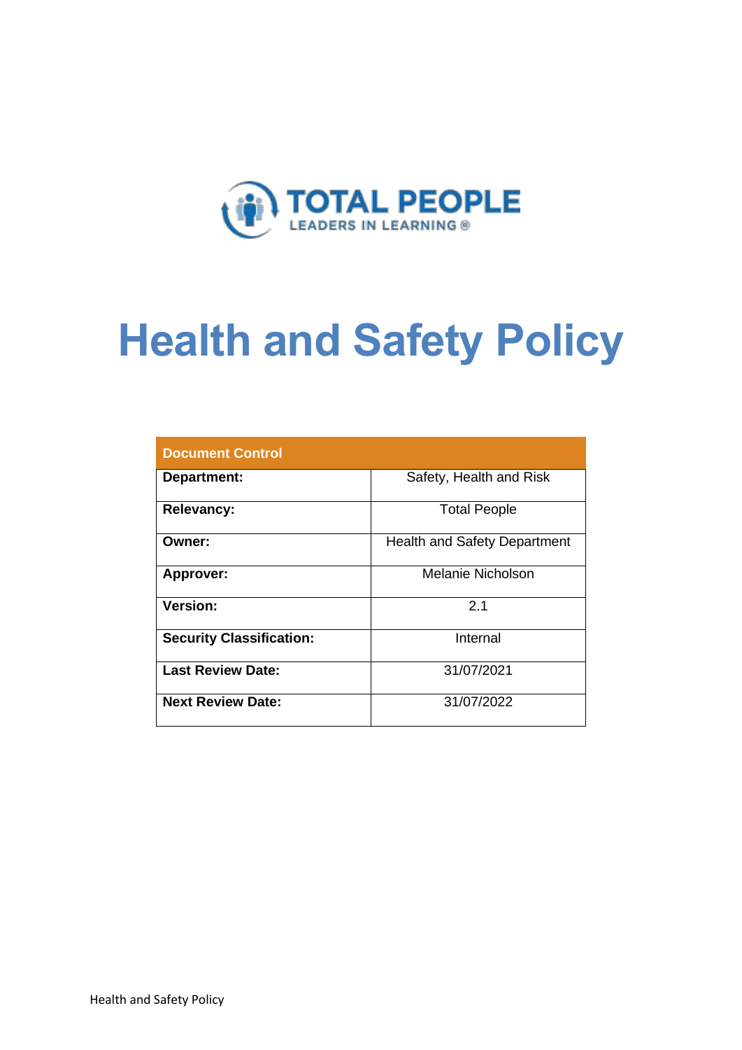TOTAL PEOPLE
LEADERS IN LEARNING ®

# Health and Safety Policy

| Document Control | |
|---|---|
| **Department:** | Safety, Health and Risk |
| **Relevancy:** | Total People |
| **Owner:** | Health and Safety Department |
| **Approver:** | Melanie Nicholson |
| **Version:** | 2.1 |
| **Security Classification:** | Internal |
| **Last Review Date:** | 31/07/2021 |
| **Next Review Date:** | 31/07/2022 |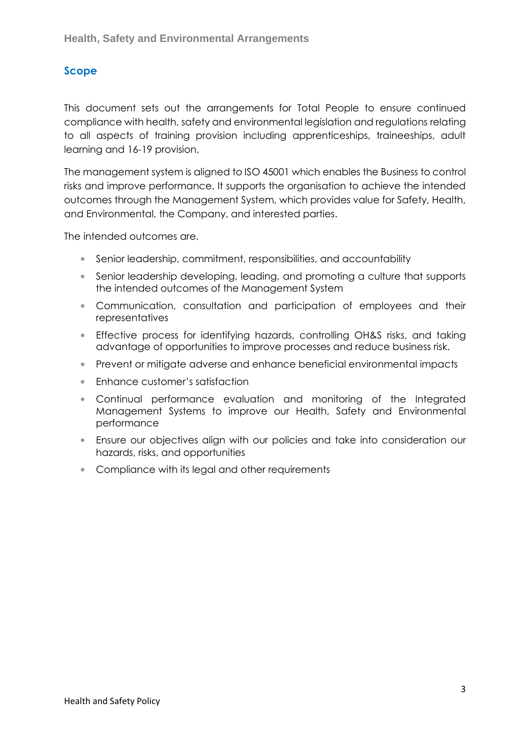## Scope

This document sets out the arrangements for Total People to ensure continued compliance with health, safety and environmental legislation and regulations relating to all aspects of training provision including apprenticeships, traineeships, adult learning and 16-19 provision.

The management system is aligned to ISO 45001 which enables the Business to control risks and improve performance. It supports the organisation to achieve the intended outcomes through the Management System, which provides value for Safety, Health, and Environmental, the Company, and interested parties.

The intended outcomes are.

- Senior leadership, commitment, responsibilities, and accountability
- Senior leadership developing, leading, and promoting a culture that supports the intended outcomes of the Management System
- Communication, consultation and participation of employees and their representatives
- Effective process for identifying hazards, controlling OH&S risks, and taking advantage of opportunities to improve processes and reduce business risk.
- Prevent or mitigate adverse and enhance beneficial environmental impacts
- Enhance customer's satisfaction
- Continual performance evaluation and monitoring of the Integrated Management Systems to improve our Health, Safety and Environmental performance
- Ensure our objectives align with our policies and take into consideration our hazards, risks, and opportunities
- Compliance with its legal and other requirements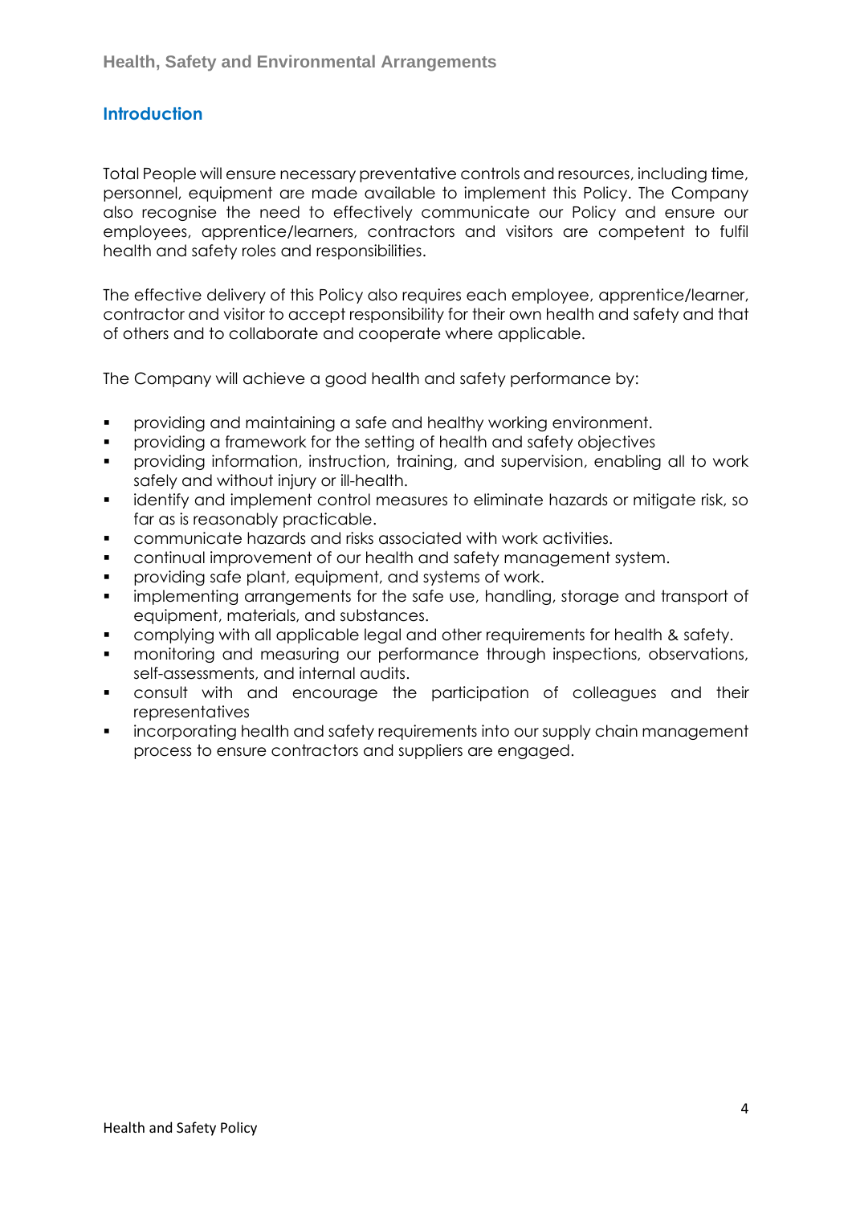## Introduction

Total People will ensure necessary preventative controls and resources, including time, personnel, equipment are made available to implement this Policy. The Company also recognise the need to effectively communicate our Policy and ensure our employees, apprentice/learners, contractors and visitors are competent to fulfil health and safety roles and responsibilities.

The effective delivery of this Policy also requires each employee, apprentice/learner, contractor and visitor to accept responsibility for their own health and safety and that of others and to collaborate and cooperate where applicable.

The Company will achieve a good health and safety performance by:

- providing and maintaining a safe and healthy working environment.
- providing a framework for the setting of health and safety objectives
- providing information, instruction, training, and supervision, enabling all to work safely and without injury or ill-health.
- identify and implement control measures to eliminate hazards or mitigate risk, so far as is reasonably practicable.
- communicate hazards and risks associated with work activities.
- continual improvement of our health and safety management system.
- providing safe plant, equipment, and systems of work.
- implementing arrangements for the safe use, handling, storage and transport of equipment, materials, and substances.
- complying with all applicable legal and other requirements for health & safety.
- monitoring and measuring our performance through inspections, observations, self-assessments, and internal audits.
- consult with and encourage the participation of colleagues and their representatives
- incorporating health and safety requirements into our supply chain management process to ensure contractors and suppliers are engaged.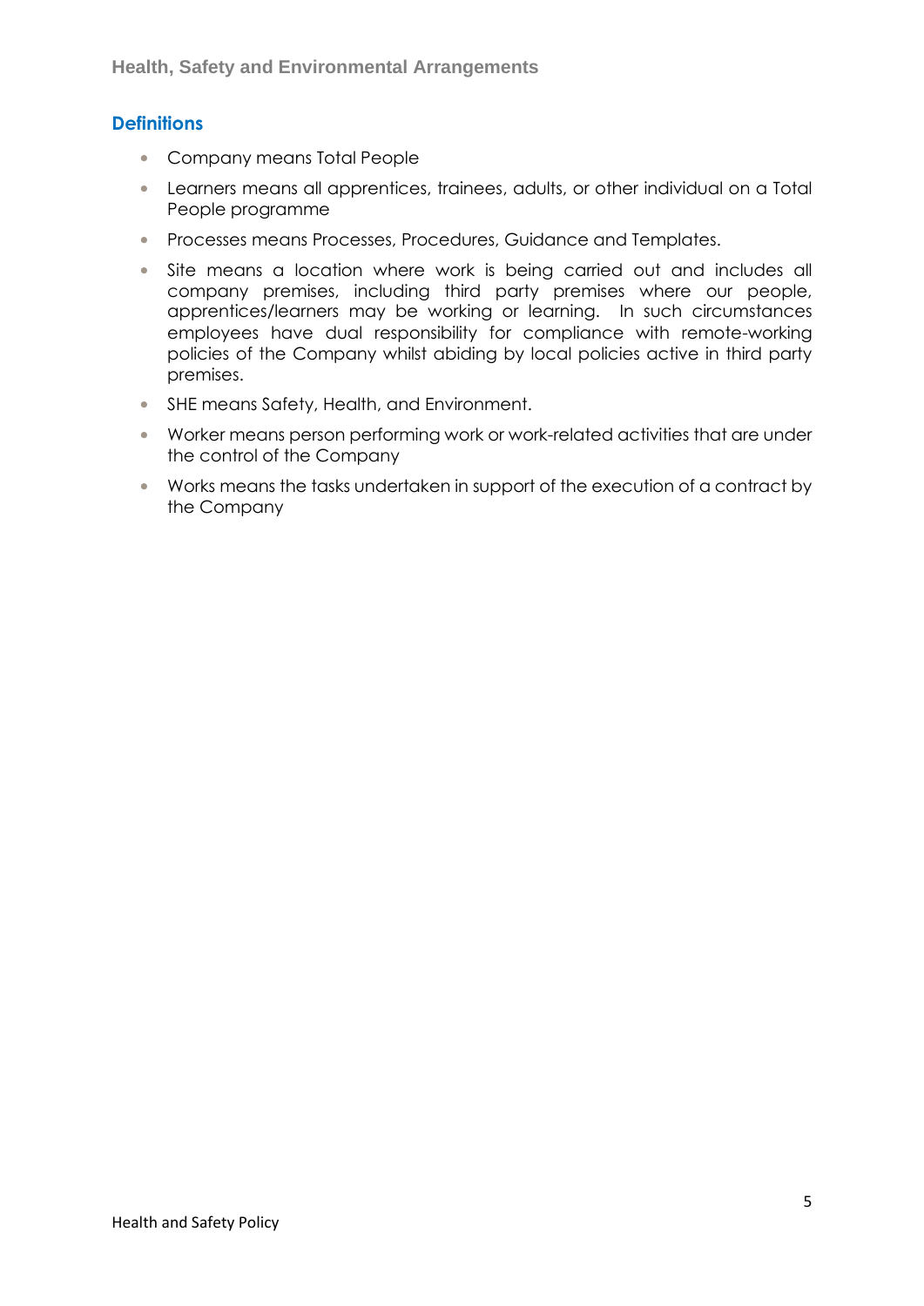## Definitions

- Company means Total People
- Learners means all apprentices, trainees, adults, or other individual on a Total People programme
- Processes means Processes, Procedures, Guidance and Templates.
- Site means a location where work is being carried out and includes all company premises, including third party premises where our people, apprentices/learners may be working or learning. In such circumstances employees have dual responsibility for compliance with remote-working policies of the Company whilst abiding by local policies active in third party premises.
- SHE means Safety, Health, and Environment.
- Worker means person performing work or work-related activities that are under the control of the Company
- Works means the tasks undertaken in support of the execution of a contract by the Company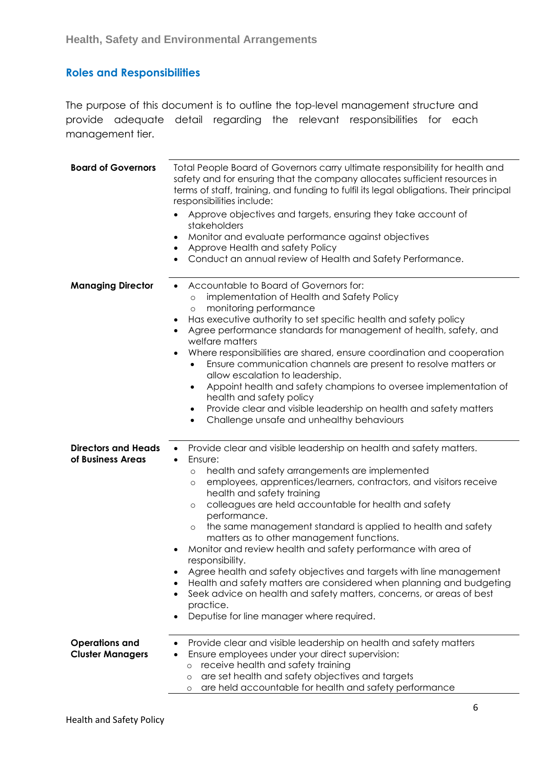## Roles and Responsibilities

The purpose of this document is to outline the top-level management structure and provide adequate detail regarding the relevant responsibilities for each management tier.

| | |
|---|---|
| **Board of Governors** | Total People Board of Governors carry ultimate responsibility for health and safety and for ensuring that the company allocates sufficient resources in terms of staff, training, and funding to fulfil its legal obligations. Their principal responsibilities include:<br>• Approve objectives and targets, ensuring they take account of stakeholders<br>• Monitor and evaluate performance against objectives<br>• Approve Health and safety Policy<br>• Conduct an annual review of Health and Safety Performance. |
| **Managing Director** | • Accountable to Board of Governors for:<br>  ○ implementation of Health and Safety Policy<br>  ○ monitoring performance<br>• Has executive authority to set specific health and safety policy<br>• Agree performance standards for management of health, safety, and welfare matters<br>• Where responsibilities are shared, ensure coordination and cooperation<br>  • Ensure communication channels are present to resolve matters or allow escalation to leadership.<br>  • Appoint health and safety champions to oversee implementation of health and safety policy<br>  • Provide clear and visible leadership on health and safety matters<br>  • Challenge unsafe and unhealthy behaviours |
| **Directors and Heads of Business Areas** | • Provide clear and visible leadership on health and safety matters.<br>• Ensure:<br>  ○ health and safety arrangements are implemented<br>  ○ employees, apprentices/learners, contractors, and visitors receive health and safety training<br>  ○ colleagues are held accountable for health and safety performance.<br>  ○ the same management standard is applied to health and safety matters as to other management functions.<br>• Monitor and review health and safety performance with area of responsibility.<br>• Agree health and safety objectives and targets with line management<br>• Health and safety matters are considered when planning and budgeting<br>• Seek advice on health and safety matters, concerns, or areas of best practice.<br>• Deputise for line manager where required. |
| **Operations and Cluster Managers** | • Provide clear and visible leadership on health and safety matters<br>• Ensure employees under your direct supervision:<br>  ○ receive health and safety training<br>  ○ are set health and safety objectives and targets<br>  ○ are held accountable for health and safety performance |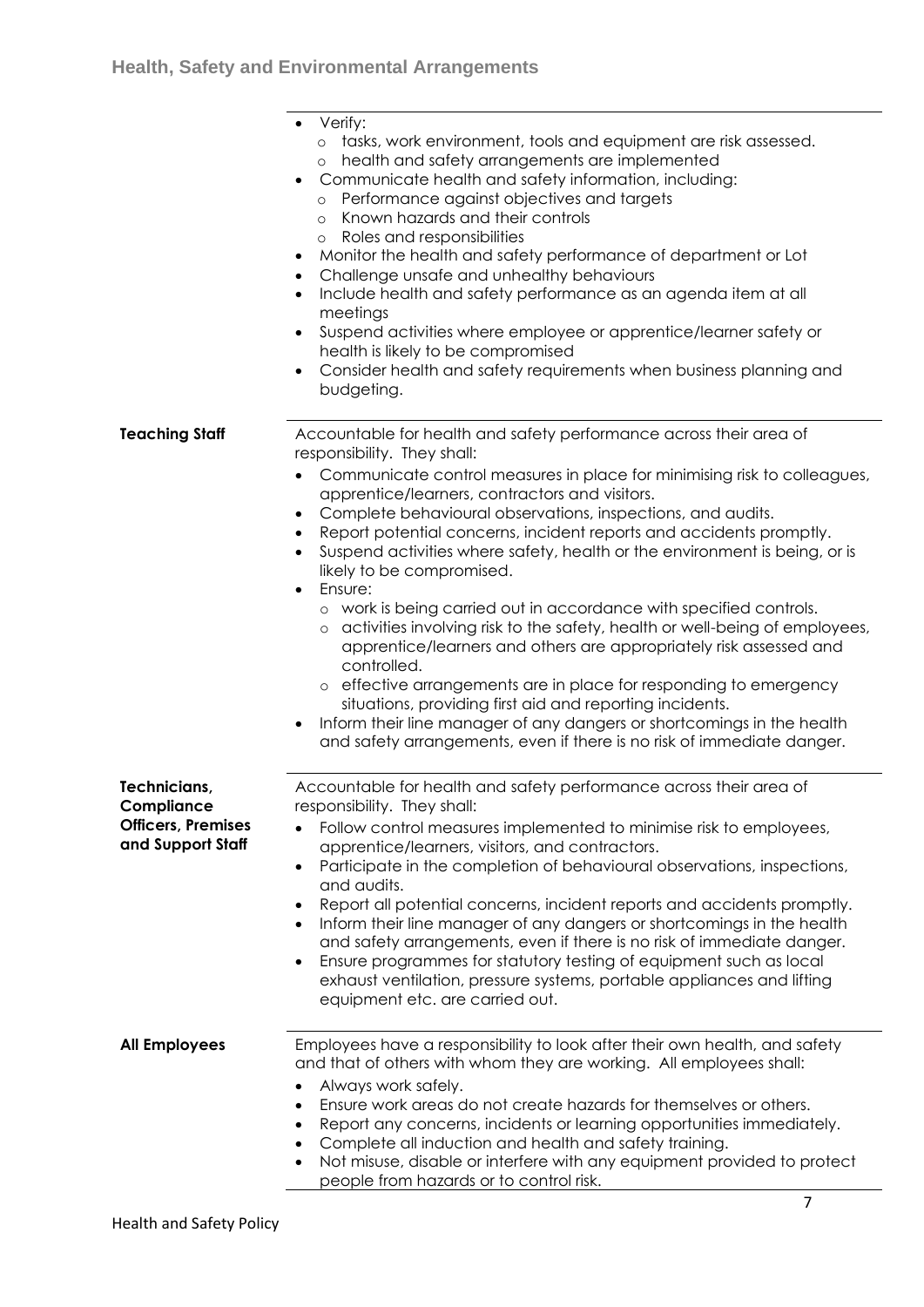| | |
|---|---|
| | • Verify:<br>  ○ tasks, work environment, tools and equipment are risk assessed.<br>  ○ health and safety arrangements are implemented<br>• Communicate health and safety information, including:<br>  ○ Performance against objectives and targets<br>  ○ Known hazards and their controls<br>  ○ Roles and responsibilities<br>• Monitor the health and safety performance of department or Lot<br>• Challenge unsafe and unhealthy behaviours<br>• Include health and safety performance as an agenda item at all meetings<br>• Suspend activities where employee or apprentice/learner safety or health is likely to be compromised<br>• Consider health and safety requirements when business planning and budgeting. |
| **Teaching Staff** | Accountable for health and safety performance across their area of responsibility. They shall:<br>• Communicate control measures in place for minimising risk to colleagues, apprentice/learners, contractors and visitors.<br>• Complete behavioural observations, inspections, and audits.<br>• Report potential concerns, incident reports and accidents promptly.<br>• Suspend activities where safety, health or the environment is being, or is likely to be compromised.<br>• Ensure:<br>  ○ work is being carried out in accordance with specified controls.<br>  ○ activities involving risk to the safety, health or well-being of employees, apprentice/learners and others are appropriately risk assessed and controlled.<br>  ○ effective arrangements are in place for responding to emergency situations, providing first aid and reporting incidents.<br>• Inform their line manager of any dangers or shortcomings in the health and safety arrangements, even if there is no risk of immediate danger. |
| **Technicians, Compliance Officers, Premises and Support Staff** | Accountable for health and safety performance across their area of responsibility. They shall:<br>• Follow control measures implemented to minimise risk to employees, apprentice/learners, visitors, and contractors.<br>• Participate in the completion of behavioural observations, inspections, and audits.<br>• Report all potential concerns, incident reports and accidents promptly.<br>• Inform their line manager of any dangers or shortcomings in the health and safety arrangements, even if there is no risk of immediate danger.<br>• Ensure programmes for statutory testing of equipment such as local exhaust ventilation, pressure systems, portable appliances and lifting equipment etc. are carried out. |
| **All Employees** | Employees have a responsibility to look after their own health, and safety and that of others with whom they are working. All employees shall:<br>• Always work safely.<br>• Ensure work areas do not create hazards for themselves or others.<br>• Report any concerns, incidents or learning opportunities immediately.<br>• Complete all induction and health and safety training.<br>• Not misuse, disable or interfere with any equipment provided to protect people from hazards or to control risk. |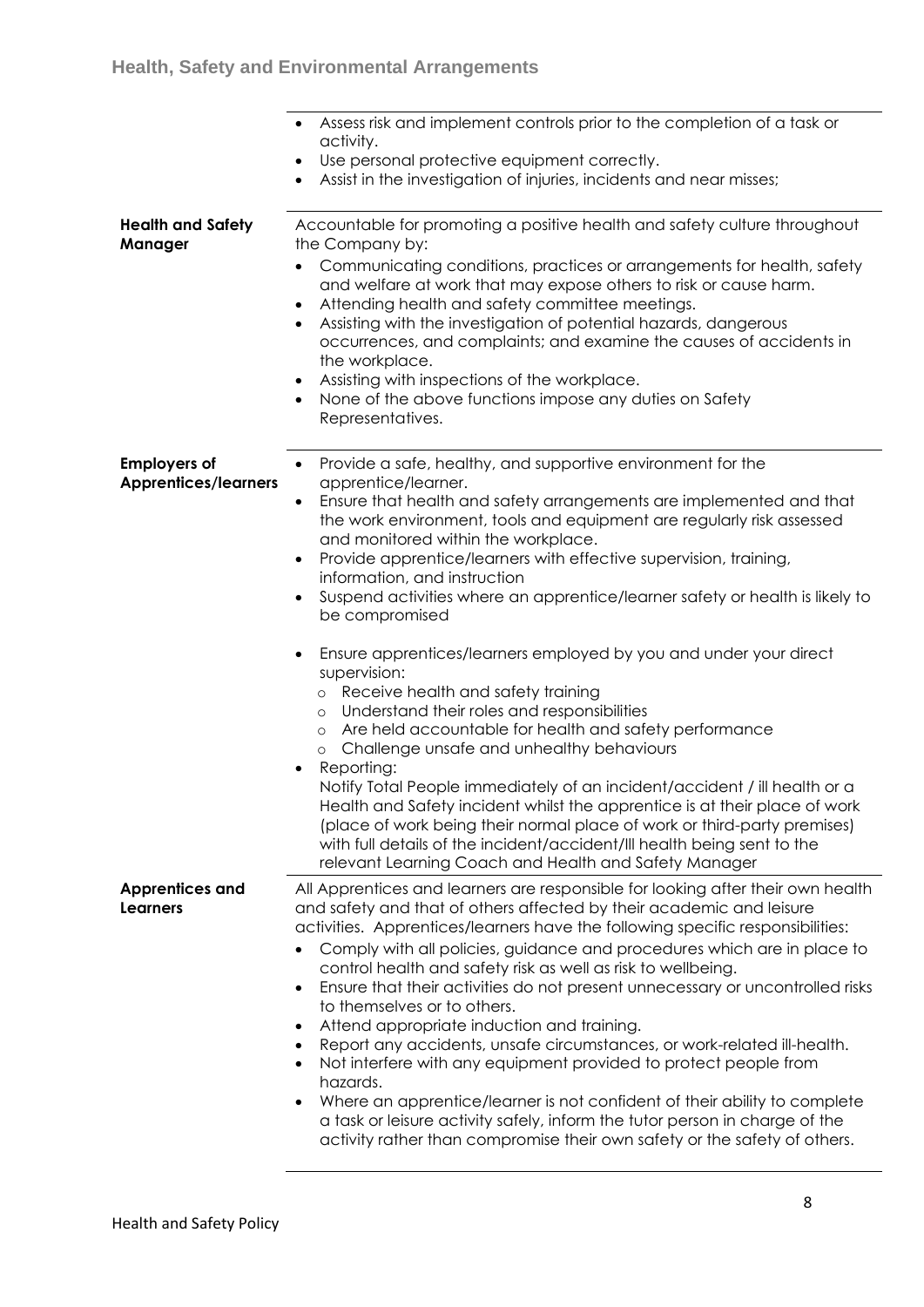| | |
|---|---|
| | • Assess risk and implement controls prior to the completion of a task or activity.<br>• Use personal protective equipment correctly.<br>• Assist in the investigation of injuries, incidents and near misses; |
| **Health and Safety Manager** | Accountable for promoting a positive health and safety culture throughout the Company by:<br>• Communicating conditions, practices or arrangements for health, safety and welfare at work that may expose others to risk or cause harm.<br>• Attending health and safety committee meetings.<br>• Assisting with the investigation of potential hazards, dangerous occurrences, and complaints; and examine the causes of accidents in the workplace.<br>• Assisting with inspections of the workplace.<br>• None of the above functions impose any duties on Safety Representatives. |
| **Employers of Apprentices/learners** | • Provide a safe, healthy, and supportive environment for the apprentice/learner.<br>• Ensure that health and safety arrangements are implemented and that the work environment, tools and equipment are regularly risk assessed and monitored within the workplace.<br>• Provide apprentice/learners with effective supervision, training, information, and instruction<br>• Suspend activities where an apprentice/learner safety or health is likely to be compromised<br><br>• Ensure apprentices/learners employed by you and under your direct supervision:<br>&nbsp;&nbsp;&nbsp;&nbsp;o Receive health and safety training<br>&nbsp;&nbsp;&nbsp;&nbsp;o Understand their roles and responsibilities<br>&nbsp;&nbsp;&nbsp;&nbsp;o Are held accountable for health and safety performance<br>&nbsp;&nbsp;&nbsp;&nbsp;o Challenge unsafe and unhealthy behaviours<br>• Reporting:<br>Notify Total People immediately of an incident/accident / ill health or a Health and Safety incident whilst the apprentice is at their place of work (place of work being their normal place of work or third-party premises) with full details of the incident/accident/Ill health being sent to the relevant Learning Coach and Health and Safety Manager |
| **Apprentices and Learners** | All Apprentices and learners are responsible for looking after their own health and safety and that of others affected by their academic and leisure activities. Apprentices/learners have the following specific responsibilities:<br>• Comply with all policies, guidance and procedures which are in place to control health and safety risk as well as risk to wellbeing.<br>• Ensure that their activities do not present unnecessary or uncontrolled risks to themselves or to others.<br>• Attend appropriate induction and training.<br>• Report any accidents, unsafe circumstances, or work-related ill-health.<br>• Not interfere with any equipment provided to protect people from hazards.<br>• Where an apprentice/learner is not confident of their ability to complete a task or leisure activity safely, inform the tutor person in charge of the activity rather than compromise their own safety or the safety of others. |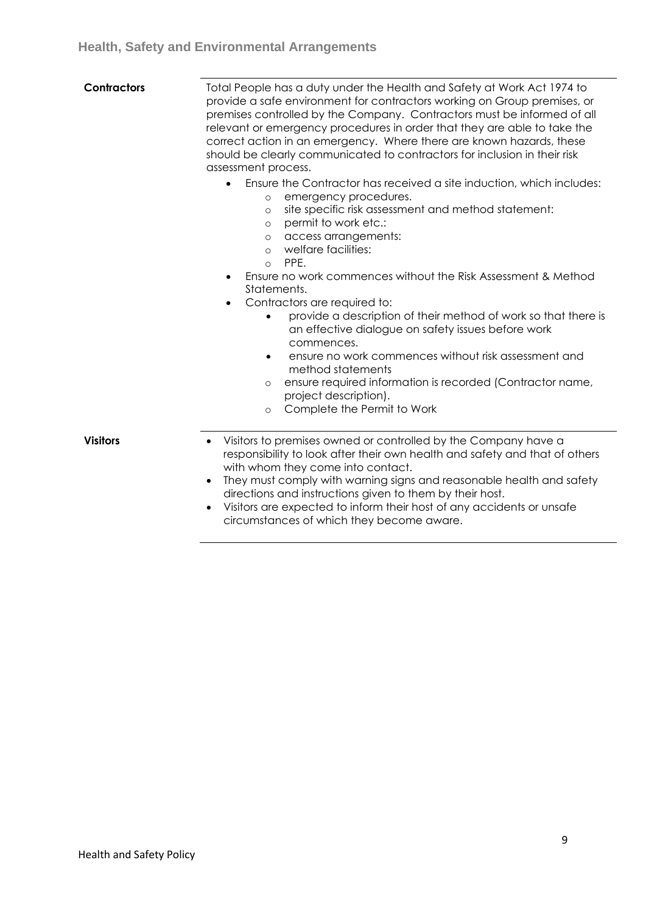## Health, Safety and Environmental Arrangements

**Contractors**

Total People has a duty under the Health and Safety at Work Act 1974 to provide a safe environment for contractors working on Group premises, or premises controlled by the Company. Contractors must be informed of all relevant or emergency procedures in order that they are able to take the correct action in an emergency. Where there are known hazards, these should be clearly communicated to contractors for inclusion in their risk assessment process.

- Ensure the Contractor has received a site induction, which includes:
  - emergency procedures.
  - site specific risk assessment and method statement:
  - permit to work etc.:
  - access arrangements:
  - welfare facilities:
  - PPE.
- Ensure no work commences without the Risk Assessment & Method Statements.
- Contractors are required to:
  - provide a description of their method of work so that there is an effective dialogue on safety issues before work commences.
  - ensure no work commences without risk assessment and method statements
  - ensure required information is recorded (Contractor name, project description).
  - Complete the Permit to Work

**Visitors**

- Visitors to premises owned or controlled by the Company have a responsibility to look after their own health and safety and that of others with whom they come into contact.
- They must comply with warning signs and reasonable health and safety directions and instructions given to them by their host.
- Visitors are expected to inform their host of any accidents or unsafe circumstances of which they become aware.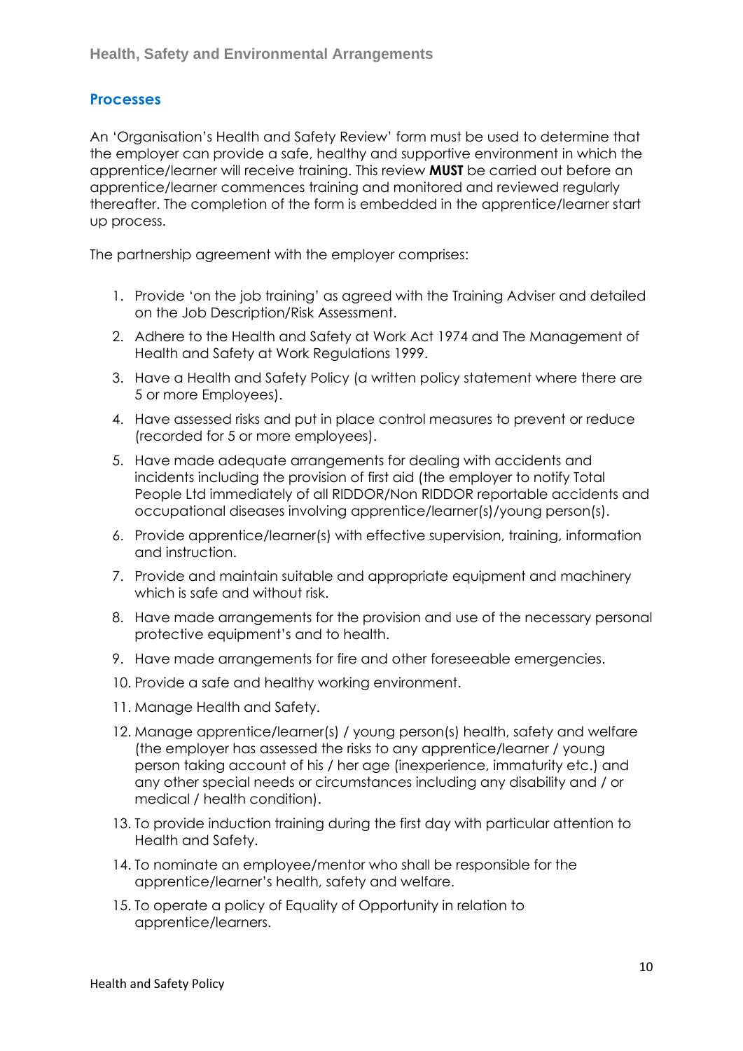## Processes

An 'Organisation's Health and Safety Review' form must be used to determine that the employer can provide a safe, healthy and supportive environment in which the apprentice/learner will receive training. This review **MUST** be carried out before an apprentice/learner commences training and monitored and reviewed regularly thereafter. The completion of the form is embedded in the apprentice/learner start up process.

The partnership agreement with the employer comprises:

1. Provide 'on the job training' as agreed with the Training Adviser and detailed on the Job Description/Risk Assessment.
2. Adhere to the Health and Safety at Work Act 1974 and The Management of Health and Safety at Work Regulations 1999.
3. Have a Health and Safety Policy (a written policy statement where there are 5 or more Employees).
4. Have assessed risks and put in place control measures to prevent or reduce (recorded for 5 or more employees).
5. Have made adequate arrangements for dealing with accidents and incidents including the provision of first aid (the employer to notify Total People Ltd immediately of all RIDDOR/Non RIDDOR reportable accidents and occupational diseases involving apprentice/learner(s)/young person(s).
6. Provide apprentice/learner(s) with effective supervision, training, information and instruction.
7. Provide and maintain suitable and appropriate equipment and machinery which is safe and without risk.
8. Have made arrangements for the provision and use of the necessary personal protective equipment's and to health.
9. Have made arrangements for fire and other foreseeable emergencies.
10. Provide a safe and healthy working environment.
11. Manage Health and Safety.
12. Manage apprentice/learner(s) / young person(s) health, safety and welfare (the employer has assessed the risks to any apprentice/learner / young person taking account of his / her age (inexperience, immaturity etc.) and any other special needs or circumstances including any disability and / or medical / health condition).
13. To provide induction training during the first day with particular attention to Health and Safety.
14. To nominate an employee/mentor who shall be responsible for the apprentice/learner's health, safety and welfare.
15. To operate a policy of Equality of Opportunity in relation to apprentice/learners.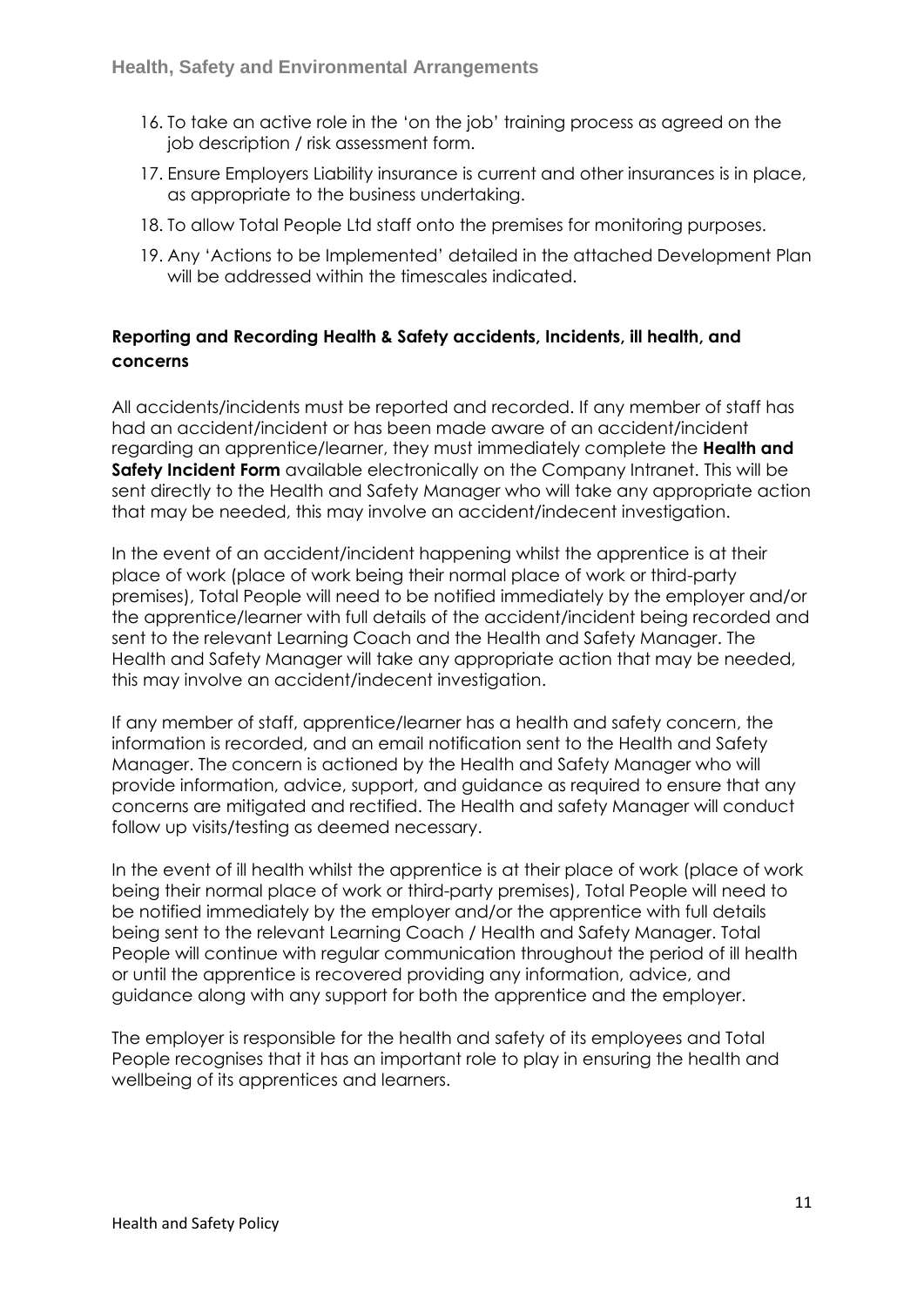16. To take an active role in the 'on the job' training process as agreed on the job description / risk assessment form.
17. Ensure Employers Liability insurance is current and other insurances is in place, as appropriate to the business undertaking.
18. To allow Total People Ltd staff onto the premises for monitoring purposes.
19. Any 'Actions to be Implemented' detailed in the attached Development Plan will be addressed within the timescales indicated.

## Reporting and Recording Health & Safety accidents, Incidents, ill health, and concerns

All accidents/incidents must be reported and recorded. If any member of staff has had an accident/incident or has been made aware of an accident/incident regarding an apprentice/learner, they must immediately complete the **Health and Safety Incident Form** available electronically on the Company Intranet. This will be sent directly to the Health and Safety Manager who will take any appropriate action that may be needed, this may involve an accident/indecent investigation.

In the event of an accident/incident happening whilst the apprentice is at their place of work (place of work being their normal place of work or third-party premises), Total People will need to be notified immediately by the employer and/or the apprentice/learner with full details of the accident/incident being recorded and sent to the relevant Learning Coach and the Health and Safety Manager. The Health and Safety Manager will take any appropriate action that may be needed, this may involve an accident/indecent investigation.

If any member of staff, apprentice/learner has a health and safety concern, the information is recorded, and an email notification sent to the Health and Safety Manager. The concern is actioned by the Health and Safety Manager who will provide information, advice, support, and guidance as required to ensure that any concerns are mitigated and rectified. The Health and safety Manager will conduct follow up visits/testing as deemed necessary.

In the event of ill health whilst the apprentice is at their place of work (place of work being their normal place of work or third-party premises), Total People will need to be notified immediately by the employer and/or the apprentice with full details being sent to the relevant Learning Coach / Health and Safety Manager. Total People will continue with regular communication throughout the period of ill health or until the apprentice is recovered providing any information, advice, and guidance along with any support for both the apprentice and the employer.

The employer is responsible for the health and safety of its employees and Total People recognises that it has an important role to play in ensuring the health and wellbeing of its apprentices and learners.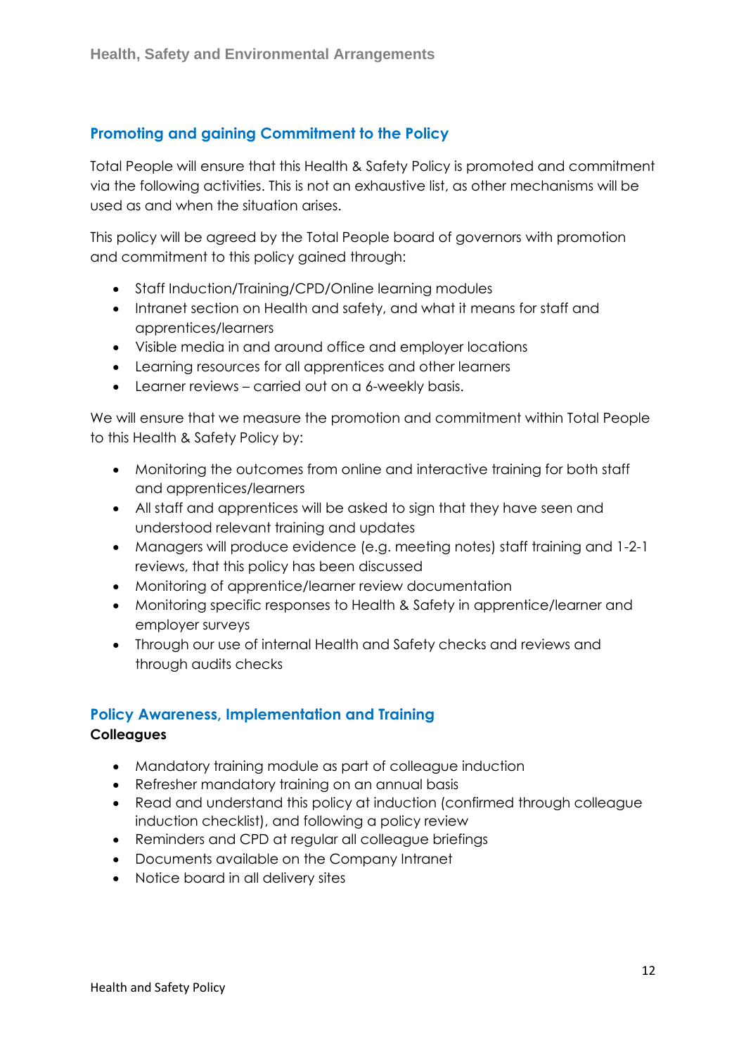## Promoting and gaining Commitment to the Policy

Total People will ensure that this Health & Safety Policy is promoted and commitment via the following activities. This is not an exhaustive list, as other mechanisms will be used as and when the situation arises.

This policy will be agreed by the Total People board of governors with promotion and commitment to this policy gained through:

- Staff Induction/Training/CPD/Online learning modules
- Intranet section on Health and safety, and what it means for staff and apprentices/learners
- Visible media in and around office and employer locations
- Learning resources for all apprentices and other learners
- Learner reviews – carried out on a 6-weekly basis.

We will ensure that we measure the promotion and commitment within Total People to this Health & Safety Policy by:

- Monitoring the outcomes from online and interactive training for both staff and apprentices/learners
- All staff and apprentices will be asked to sign that they have seen and understood relevant training and updates
- Managers will produce evidence (e.g. meeting notes) staff training and 1-2-1 reviews, that this policy has been discussed
- Monitoring of apprentice/learner review documentation
- Monitoring specific responses to Health & Safety in apprentice/learner and employer surveys
- Through our use of internal Health and Safety checks and reviews and through audits checks

## Policy Awareness, Implementation and Training

**Colleagues**

- Mandatory training module as part of colleague induction
- Refresher mandatory training on an annual basis
- Read and understand this policy at induction (confirmed through colleague induction checklist), and following a policy review
- Reminders and CPD at regular all colleague briefings
- Documents available on the Company Intranet
- Notice board in all delivery sites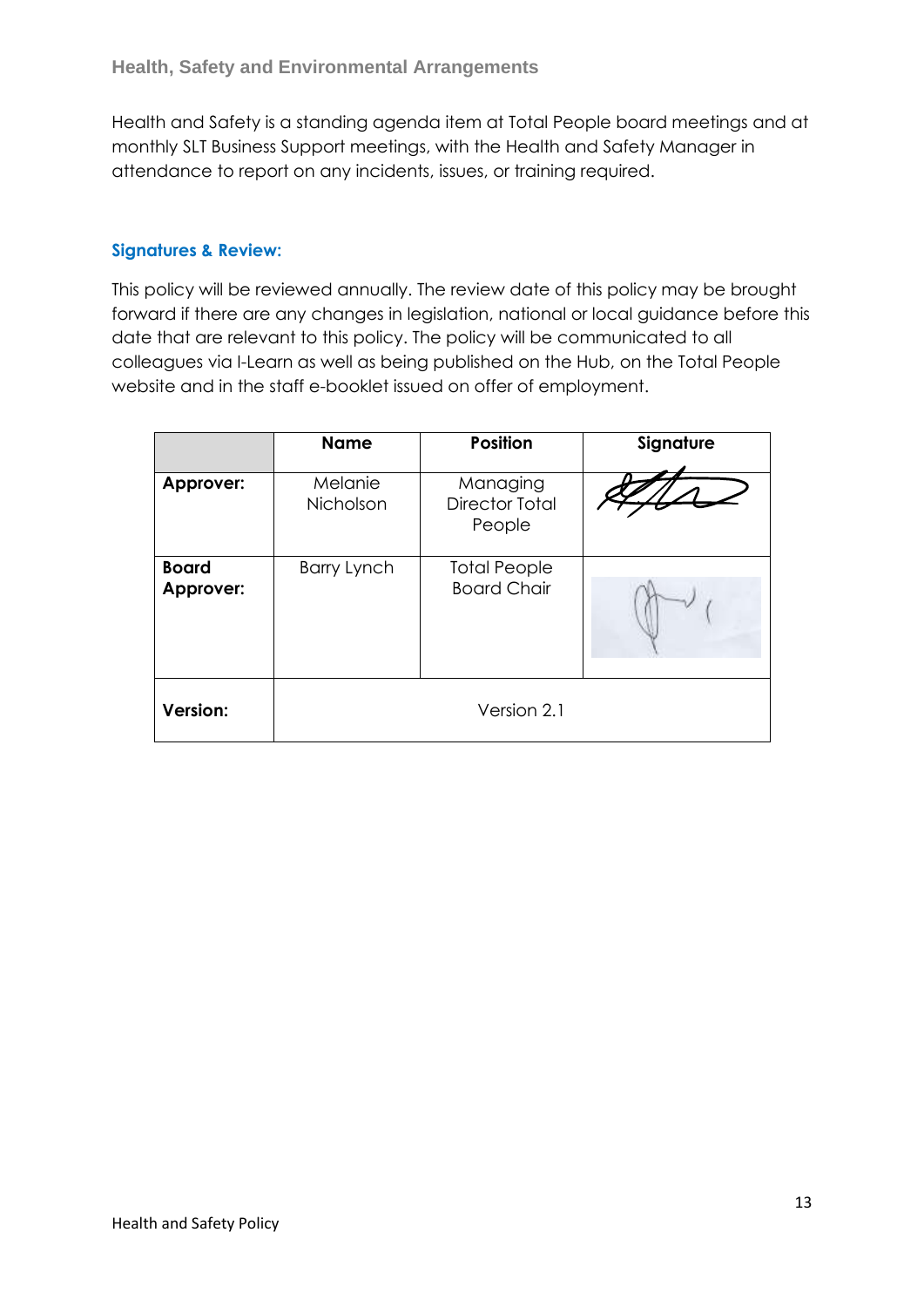**Health, Safety and Environmental Arrangements**

Health and Safety is a standing agenda item at Total People board meetings and at monthly SLT Business Support meetings, with the Health and Safety Manager in attendance to report on any incidents, issues, or training required.

**Signatures & Review:**

This policy will be reviewed annually. The review date of this policy may be brought forward if there are any changes in legislation, national or local guidance before this date that are relevant to this policy. The policy will be communicated to all colleagues via I-Learn as well as being published on the Hub, on the Total People website and in the staff e-booklet issued on offer of employment.

| | Name | Position | Signature |
|---|---|---|---|
| **Approver:** | Melanie Nicholson | Managing Director Total People | |
| **Board Approver:** | Barry Lynch | Total People Board Chair | |
| **Version:** | Version 2.1 | | |